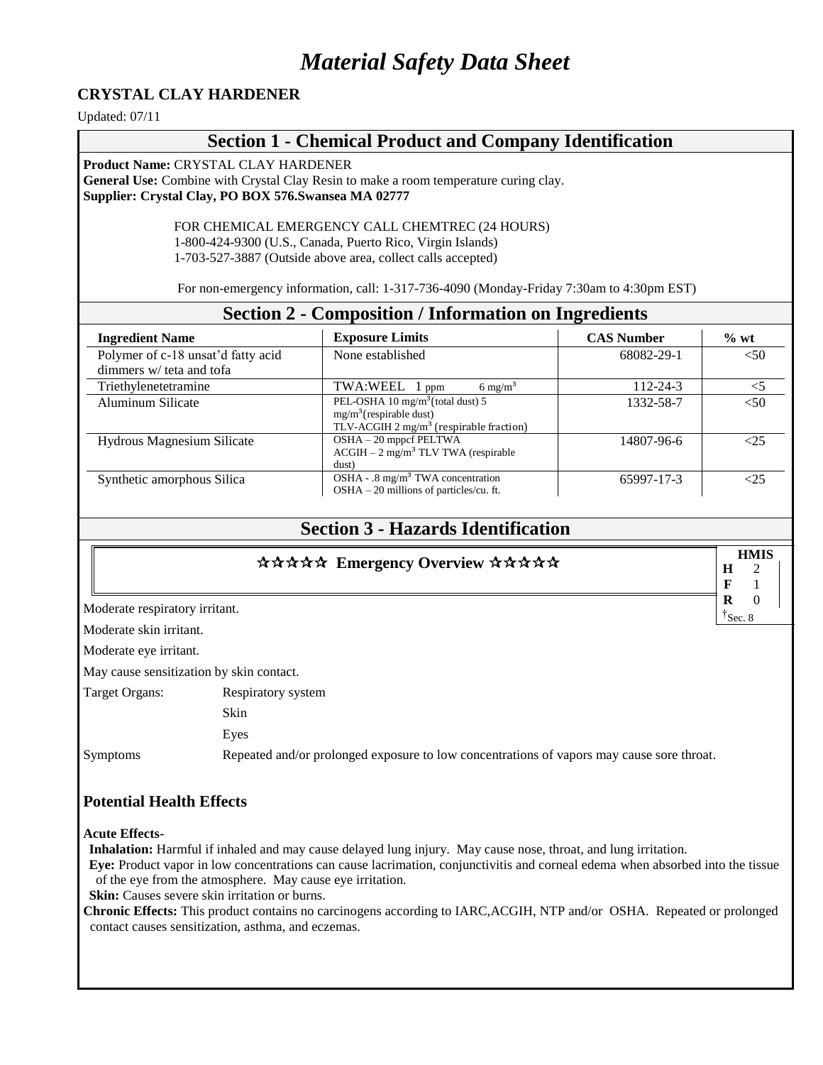# *Material Safety Data Sheet*

## CRYSTAL CLAY HARDENER

Updated: 07/11

## Section 1 - Chemical Product and Company Identification

**Product Name:** CRYSTAL CLAY HARDENER
**General Use:** Combine with Crystal Clay Resin to make a room temperature curing clay.
**Supplier: Crystal Clay, PO BOX 576.Swansea MA 02777**

FOR CHEMICAL EMERGENCY CALL CHEMTREC (24 HOURS)
1-800-424-9300 (U.S., Canada, Puerto Rico, Virgin Islands)
1-703-527-3887 (Outside above area, collect calls accepted)

For non-emergency information, call: 1-317-736-4090 (Monday-Friday 7:30am to 4:30pm EST)

## Section 2 - Composition / Information on Ingredients

| Ingredient Name | Exposure Limits | CAS Number | % wt |
|---|---|---|---|
| Polymer of c-18 unsat'd fatty acid dimmers w/ teta and tofa | None established | 68082-29-1 | <50 |
| Triethylenetetramine | TWA:WEEL 1 ppm 6 mg/m³ | 112-24-3 | <5 |
| Aluminum Silicate | PEL-OSHA 10 mg/m³(total dust) 5 mg/m³(respirable dust) TLV-ACGIH 2 mg/m³ (respirable fraction) | 1332-58-7 | <50 |
| Hydrous Magnesium Silicate | OSHA – 20 mppcf PELTWA ACGIH – 2 mg/m³ TLV TWA (respirable dust) | 14807-96-6 | <25 |
| Synthetic amorphous Silica | OSHA - .8 mg/m³ TWA concentration OSHA – 20 millions of particles/cu. ft. | 65997-17-3 | <25 |

## Section 3 - Hazards Identification

**☆☆☆☆☆ Emergency Overview ☆☆☆☆☆**

| HMIS | |
|---|---|
| H | 2 |
| F | 1 |
| R | 0 |

†Sec. 8

Moderate respiratory irritant.

Moderate skin irritant.

Moderate eye irritant.

May cause sensitization by skin contact.

Target Organs: Respiratory system
Skin
Eyes

Symptoms: Repeated and/or prolonged exposure to low concentrations of vapors may cause sore throat.

### Potential Health Effects

**Acute Effects-**

**Inhalation:** Harmful if inhaled and may cause delayed lung injury. May cause nose, throat, and lung irritation.

**Eye:** Product vapor in low concentrations can cause lacrimation, conjunctivitis and corneal edema when absorbed into the tissue of the eye from the atmosphere. May cause eye irritation.

**Skin:** Causes severe skin irritation or burns.

**Chronic Effects:** This product contains no carcinogens according to IARC,ACGIH, NTP and/or OSHA. Repeated or prolonged contact causes sensitization, asthma, and eczemas.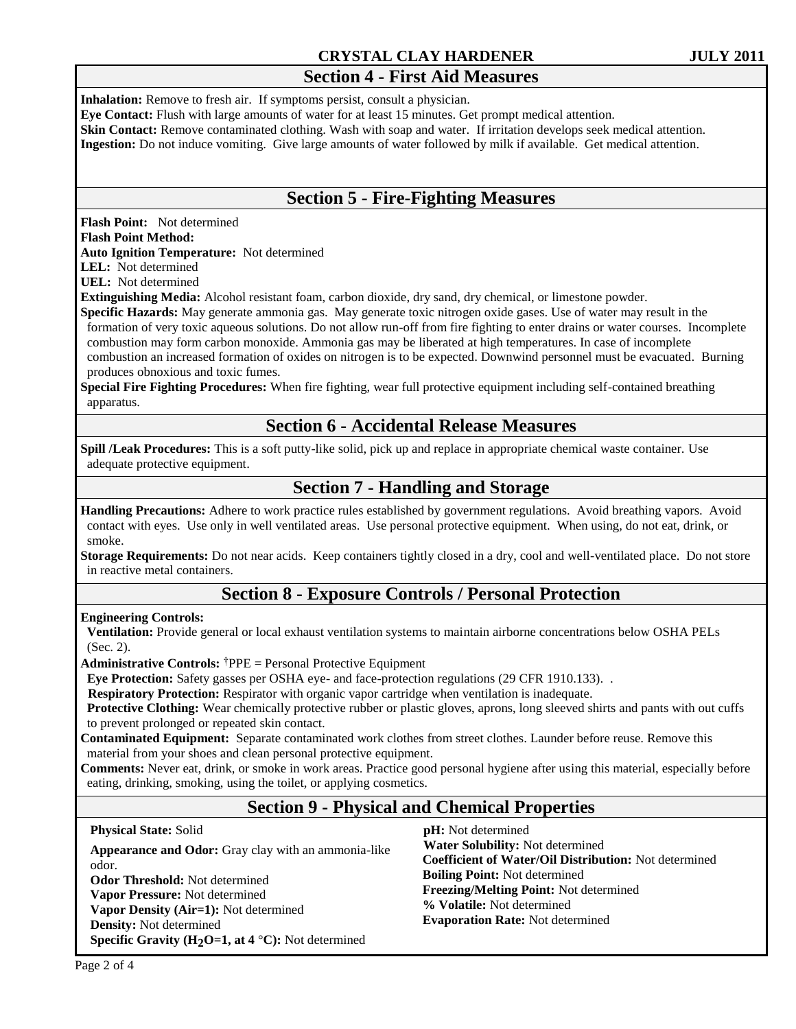## Section 4 - First Aid Measures

**Inhalation:** Remove to fresh air. If symptoms persist, consult a physician.
**Eye Contact:** Flush with large amounts of water for at least 15 minutes. Get prompt medical attention.
**Skin Contact:** Remove contaminated clothing. Wash with soap and water. If irritation develops seek medical attention.
**Ingestion:** Do not induce vomiting. Give large amounts of water followed by milk if available. Get medical attention.

## Section 5 - Fire-Fighting Measures

**Flash Point:** Not determined
**Flash Point Method:**
**Auto Ignition Temperature:** Not determined
**LEL:** Not determined
**UEL:** Not determined
**Extinguishing Media:** Alcohol resistant foam, carbon dioxide, dry sand, dry chemical, or limestone powder.
**Specific Hazards:** May generate ammonia gas. May generate toxic nitrogen oxide gases. Use of water may result in the formation of very toxic aqueous solutions. Do not allow run-off from fire fighting to enter drains or water courses. Incomplete combustion may form carbon monoxide. Ammonia gas may be liberated at high temperatures. In case of incomplete combustion an increased formation of oxides on nitrogen is to be expected. Downwind personnel must be evacuated. Burning produces obnoxious and toxic fumes.
**Special Fire Fighting Procedures:** When fire fighting, wear full protective equipment including self-contained breathing apparatus.

## Section 6 - Accidental Release Measures

**Spill /Leak Procedures:** This is a soft putty-like solid, pick up and replace in appropriate chemical waste container. Use adequate protective equipment.

## Section 7 - Handling and Storage

**Handling Precautions:** Adhere to work practice rules established by government regulations. Avoid breathing vapors. Avoid contact with eyes. Use only in well ventilated areas. Use personal protective equipment. When using, do not eat, drink, or smoke.
**Storage Requirements:** Do not near acids. Keep containers tightly closed in a dry, cool and well-ventilated place. Do not store in reactive metal containers.

## Section 8 - Exposure Controls / Personal Protection

**Engineering Controls:**
**Ventilation:** Provide general or local exhaust ventilation systems to maintain airborne concentrations below OSHA PELs (Sec. 2).
**Administrative Controls:** †PPE = Personal Protective Equipment
**Eye Protection:** Safety gasses per OSHA eye- and face-protection regulations (29 CFR 1910.133). .
**Respiratory Protection:** Respirator with organic vapor cartridge when ventilation is inadequate.
**Protective Clothing:** Wear chemically protective rubber or plastic gloves, aprons, long sleeved shirts and pants with out cuffs to prevent prolonged or repeated skin contact.
**Contaminated Equipment:** Separate contaminated work clothes from street clothes. Launder before reuse. Remove this material from your shoes and clean personal protective equipment.
**Comments:** Never eat, drink, or smoke in work areas. Practice good personal hygiene after using this material, especially before eating, drinking, smoking, using the toilet, or applying cosmetics.

## Section 9 - Physical and Chemical Properties

**Physical State:** Solid
**Appearance and Odor:** Gray clay with an ammonia-like odor.
**Odor Threshold:** Not determined
**Vapor Pressure:** Not determined
**Vapor Density (Air=1):** Not determined
**Density:** Not determined
**Specific Gravity ($H_2O$=1, at 4 °C):** Not determined
**pH:** Not determined
**Water Solubility:** Not determined
**Coefficient of Water/Oil Distribution:** Not determined
**Boiling Point:** Not determined
**Freezing/Melting Point:** Not determined
**% Volatile:** Not determined
**Evaporation Rate:** Not determined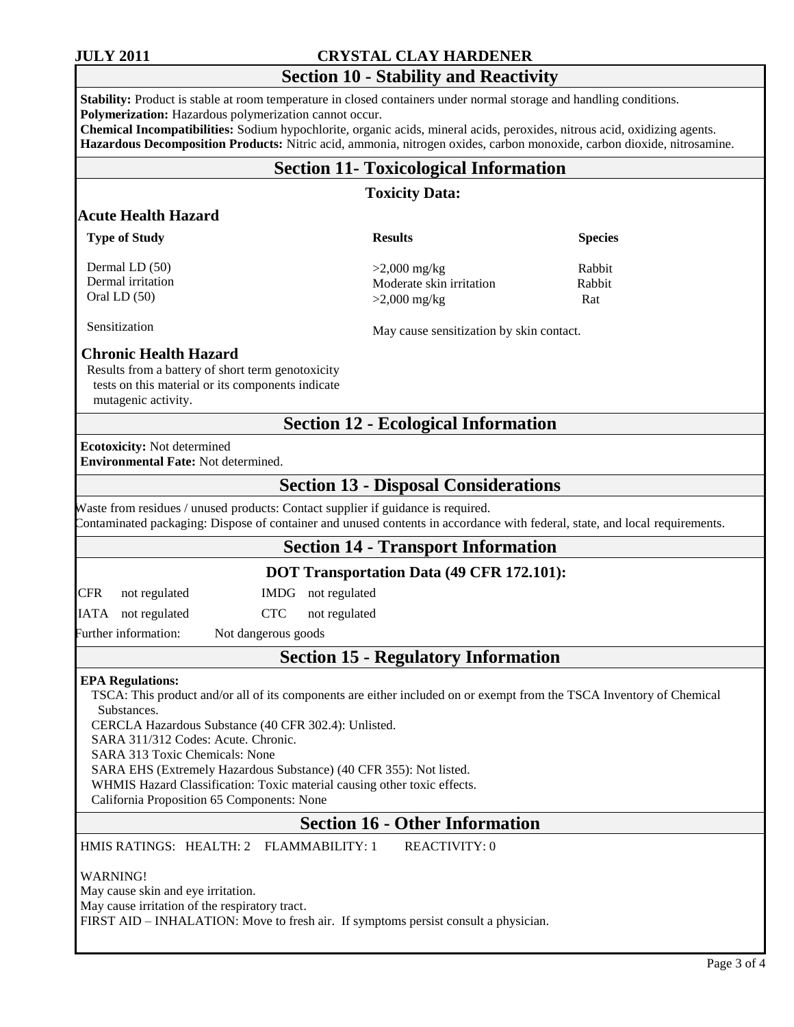## Section 10 - Stability and Reactivity

**Stability:** Product is stable at room temperature in closed containers under normal storage and handling conditions.
**Polymerization:** Hazardous polymerization cannot occur.
**Chemical Incompatibilities:** Sodium hypochlorite, organic acids, mineral acids, peroxides, nitrous acid, oxidizing agents.
**Hazardous Decomposition Products:** Nitric acid, ammonia, nitrogen oxides, carbon monoxide, carbon dioxide, nitrosamine.

## Section 11- Toxicological Information

### Toxicity Data:

### Acute Health Hazard

| Type of Study | Results | Species |
|---|---|---|
| Dermal LD (50) | >2,000 mg/kg | Rabbit |
| Dermal irritation | Moderate skin irritation | Rabbit |
| Oral LD (50) | >2,000 mg/kg | Rat |
| Sensitization | May cause sensitization by skin contact. | |

### Chronic Health Hazard

Results from a battery of short term genotoxicity tests on this material or its components indicate mutagenic activity.

## Section 12 - Ecological Information

**Ecotoxicity:** Not determined
**Environmental Fate:** Not determined.

## Section 13 - Disposal Considerations

Waste from residues / unused products: Contact supplier if guidance is required.
Contaminated packaging: Dispose of container and unused contents in accordance with federal, state, and local requirements.

## Section 14 - Transport Information

### DOT Transportation Data (49 CFR 172.101):

| | | | |
|---|---|---|---|
| CFR | not regulated | IMDG | not regulated |
| IATA | not regulated | CTC | not regulated |

Further information: Not dangerous goods

## Section 15 - Regulatory Information

**EPA Regulations:**

TSCA: This product and/or all of its components are either included on or exempt from the TSCA Inventory of Chemical Substances.
CERCLA Hazardous Substance (40 CFR 302.4): Unlisted.
SARA 311/312 Codes: Acute. Chronic.
SARA 313 Toxic Chemicals: None
SARA EHS (Extremely Hazardous Substance) (40 CFR 355): Not listed.
WHMIS Hazard Classification: Toxic material causing other toxic effects.
California Proposition 65 Components: None

## Section 16 - Other Information

HMIS RATINGS: HEALTH: 2 FLAMMABILITY: 1 REACTIVITY: 0

WARNING!
May cause skin and eye irritation.
May cause irritation of the respiratory tract.
FIRST AID – INHALATION: Move to fresh air. If symptoms persist consult a physician.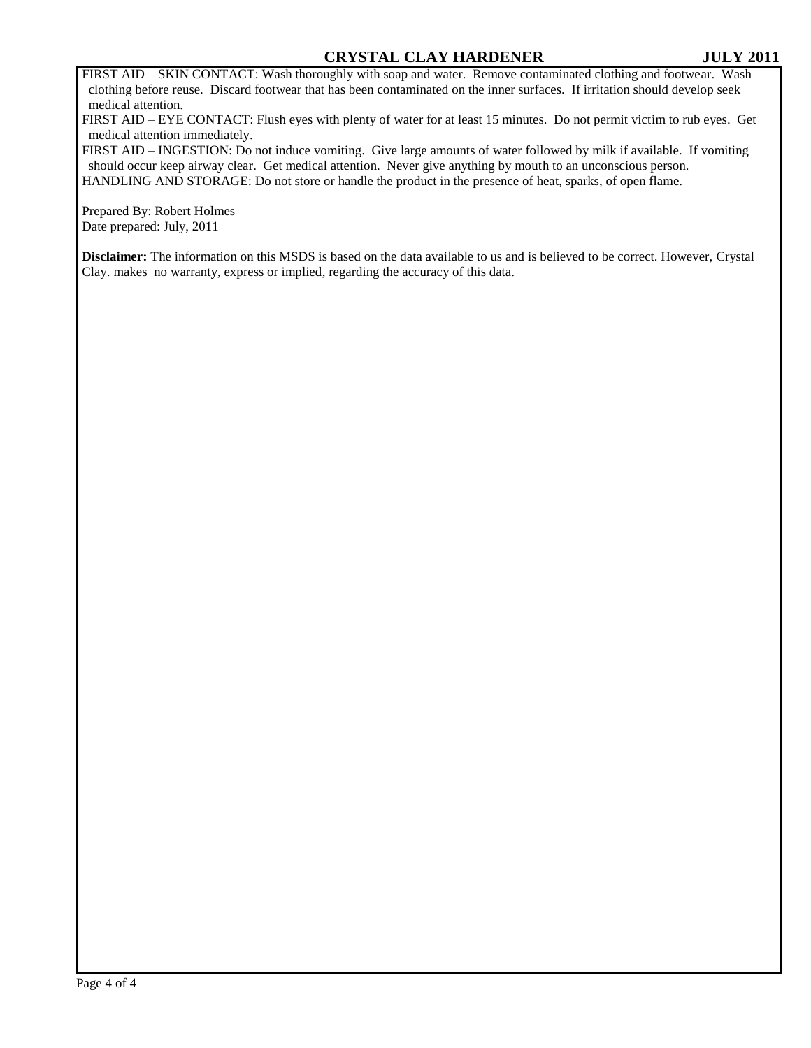FIRST AID – SKIN CONTACT: Wash thoroughly with soap and water. Remove contaminated clothing and footwear. Wash clothing before reuse. Discard footwear that has been contaminated on the inner surfaces. If irritation should develop seek medical attention.

FIRST AID – EYE CONTACT: Flush eyes with plenty of water for at least 15 minutes. Do not permit victim to rub eyes. Get medical attention immediately.

FIRST AID – INGESTION: Do not induce vomiting. Give large amounts of water followed by milk if available. If vomiting should occur keep airway clear. Get medical attention. Never give anything by mouth to an unconscious person.

HANDLING AND STORAGE: Do not store or handle the product in the presence of heat, sparks, of open flame.

Prepared By: Robert Holmes
Date prepared: July, 2011

**Disclaimer:** The information on this MSDS is based on the data available to us and is believed to be correct. However, Crystal Clay. makes no warranty, express or implied, regarding the accuracy of this data.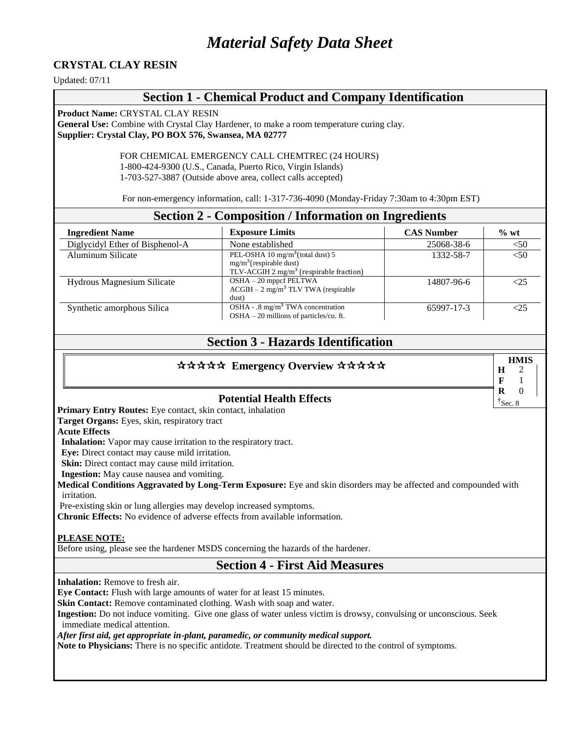# *Material Safety Data Sheet*

**CRYSTAL CLAY RESIN**

Updated: 07/11

## Section 1 - Chemical Product and Company Identification

**Product Name:** CRYSTAL CLAY RESIN
**General Use:** Combine with Crystal Clay Hardener, to make a room temperature curing clay.
**Supplier: Crystal Clay, PO BOX 576, Swansea, MA 02777**

FOR CHEMICAL EMERGENCY CALL CHEMTREC (24 HOURS)
1-800-424-9300 (U.S., Canada, Puerto Rico, Virgin Islands)
1-703-527-3887 (Outside above area, collect calls accepted)

For non-emergency information, call: 1-317-736-4090 (Monday-Friday 7:30am to 4:30pm EST)

## Section 2 - Composition / Information on Ingredients

| Ingredient Name | Exposure Limits | CAS Number | % wt |
|---|---|---|---|
| Diglycidyl Ether of Bisphenol-A | None established | 25068-38-6 | <50 |
| Aluminum Silicate | PEL-OSHA 10 $mg/m^3$(total dust) 5 $mg/m^3$(respirable dust) TLV-ACGIH 2 $mg/m^3$ (respirable fraction) | 1332-58-7 | <50 |
| Hydrous Magnesium Silicate | OSHA – 20 mppcf PELTWA ACGIH – 2 $mg/m^3$ TLV TWA (respirable dust) | 14807-96-6 | <25 |
| Synthetic amorphous Silica | OSHA - .8 $mg/m^3$ TWA concentration OSHA – 20 millions of particles/cu. ft. | 65997-17-3 | <25 |

## Section 3 - Hazards Identification

### ☆☆☆☆☆ Emergency Overview ☆☆☆☆☆

| HMIS | |
|---|---|
| H | 2 |
| F | 1 |
| R | 0 |
| †Sec. 8 | |

### Potential Health Effects

**Primary Entry Routes:** Eye contact, skin contact, inhalation
**Target Organs:** Eyes, skin, respiratory tract
**Acute Effects**
**Inhalation:** Vapor may cause irritation to the respiratory tract.
**Eye:** Direct contact may cause mild irritation.
**Skin:** Direct contact may cause mild irritation.
**Ingestion:** May cause nausea and vomiting.
**Medical Conditions Aggravated by Long-Term Exposure:** Eye and skin disorders may be affected and compounded with irritation.
Pre-existing skin or lung allergies may develop increased symptoms.
**Chronic Effects:** No evidence of adverse effects from available information.

**PLEASE NOTE:**
Before using, please see the hardener MSDS concerning the hazards of the hardener.

## Section 4 - First Aid Measures

**Inhalation:** Remove to fresh air.
**Eye Contact:** Flush with large amounts of water for at least 15 minutes.
**Skin Contact:** Remove contaminated clothing. Wash with soap and water.
**Ingestion:** Do not induce vomiting. Give one glass of water unless victim is drowsy, convulsing or unconscious. Seek immediate medical attention.
***After first aid, get appropriate in-plant, paramedic, or community medical support.***
**Note to Physicians:** There is no specific antidote. Treatment should be directed to the control of symptoms.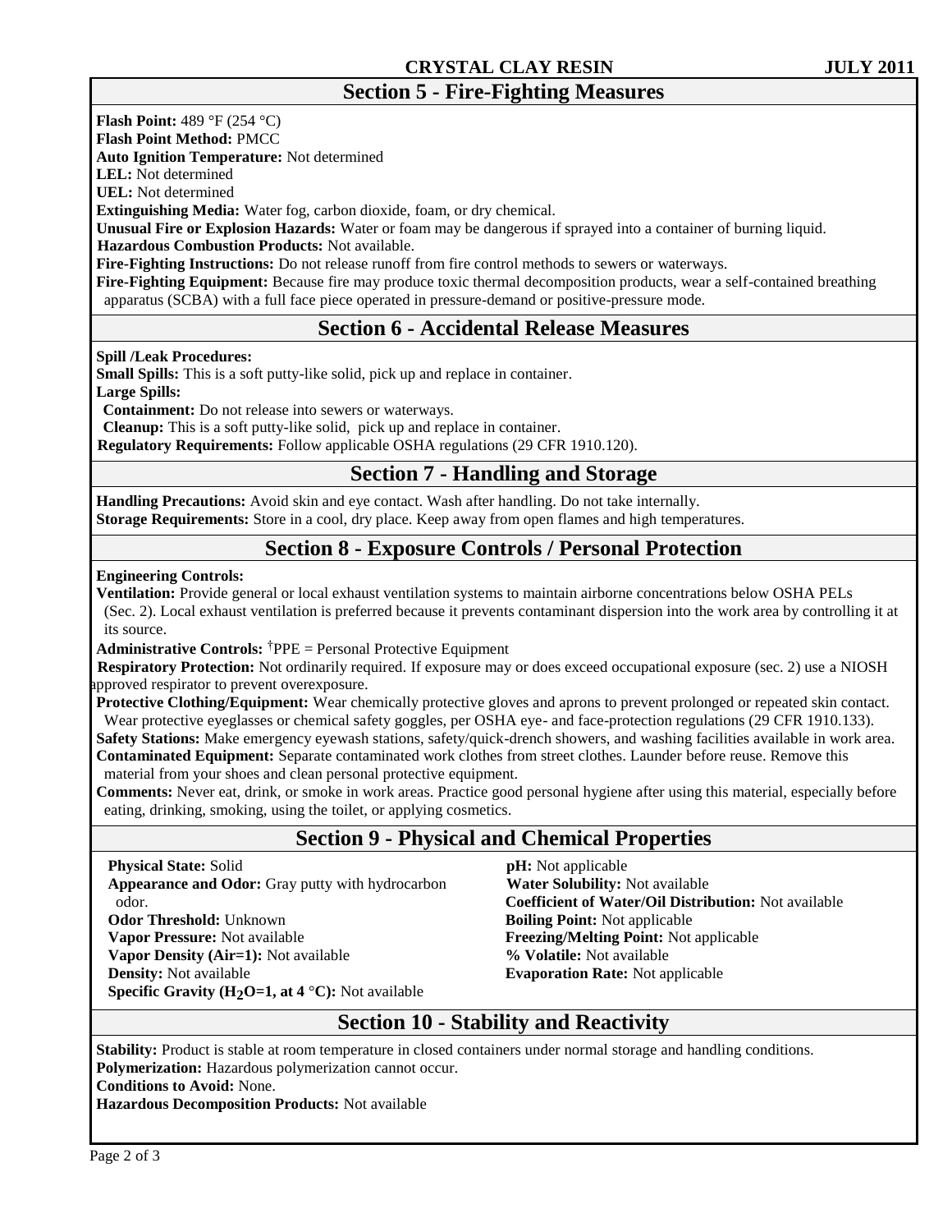## Section 5 - Fire-Fighting Measures

**Flash Point:** 489 °F (254 °C)
**Flash Point Method:** PMCC
**Auto Ignition Temperature:** Not determined
**LEL:** Not determined
**UEL:** Not determined
**Extinguishing Media:** Water fog, carbon dioxide, foam, or dry chemical.
**Unusual Fire or Explosion Hazards:** Water or foam may be dangerous if sprayed into a container of burning liquid.
**Hazardous Combustion Products:** Not available.
**Fire-Fighting Instructions:** Do not release runoff from fire control methods to sewers or waterways.
**Fire-Fighting Equipment:** Because fire may produce toxic thermal decomposition products, wear a self-contained breathing apparatus (SCBA) with a full face piece operated in pressure-demand or positive-pressure mode.

## Section 6 - Accidental Release Measures

**Spill /Leak Procedures:**
**Small Spills:** This is a soft putty-like solid, pick up and replace in container.
**Large Spills:**
**Containment:** Do not release into sewers or waterways.
**Cleanup:** This is a soft putty-like solid, pick up and replace in container.
**Regulatory Requirements:** Follow applicable OSHA regulations (29 CFR 1910.120).

## Section 7 - Handling and Storage

**Handling Precautions:** Avoid skin and eye contact. Wash after handling. Do not take internally.
**Storage Requirements:** Store in a cool, dry place. Keep away from open flames and high temperatures.

## Section 8 - Exposure Controls / Personal Protection

**Engineering Controls:**
**Ventilation:** Provide general or local exhaust ventilation systems to maintain airborne concentrations below OSHA PELs (Sec. 2). Local exhaust ventilation is preferred because it prevents contaminant dispersion into the work area by controlling it at its source.
**Administrative Controls:** †PPE = Personal Protective Equipment
**Respiratory Protection:** Not ordinarily required. If exposure may or does exceed occupational exposure (sec. 2) use a NIOSH approved respirator to prevent overexposure.
**Protective Clothing/Equipment:** Wear chemically protective gloves and aprons to prevent prolonged or repeated skin contact. Wear protective eyeglasses or chemical safety goggles, per OSHA eye- and face-protection regulations (29 CFR 1910.133).
**Safety Stations:** Make emergency eyewash stations, safety/quick-drench showers, and washing facilities available in work area.
**Contaminated Equipment:** Separate contaminated work clothes from street clothes. Launder before reuse. Remove this material from your shoes and clean personal protective equipment.
**Comments:** Never eat, drink, or smoke in work areas. Practice good personal hygiene after using this material, especially before eating, drinking, smoking, using the toilet, or applying cosmetics.

## Section 9 - Physical and Chemical Properties

**Physical State:** Solid
**Appearance and Odor:** Gray putty with hydrocarbon odor.
**Odor Threshold:** Unknown
**Vapor Pressure:** Not available
**Vapor Density (Air=1):** Not available
**Density:** Not available
**Specific Gravity ($H_2O$=1, at 4 °C):** Not available
**pH:** Not applicable
**Water Solubility:** Not available
**Coefficient of Water/Oil Distribution:** Not available
**Boiling Point:** Not applicable
**Freezing/Melting Point:** Not applicable
**% Volatile:** Not available
**Evaporation Rate:** Not applicable

## Section 10 - Stability and Reactivity

**Stability:** Product is stable at room temperature in closed containers under normal storage and handling conditions.
**Polymerization:** Hazardous polymerization cannot occur.
**Conditions to Avoid:** None.
**Hazardous Decomposition Products:** Not available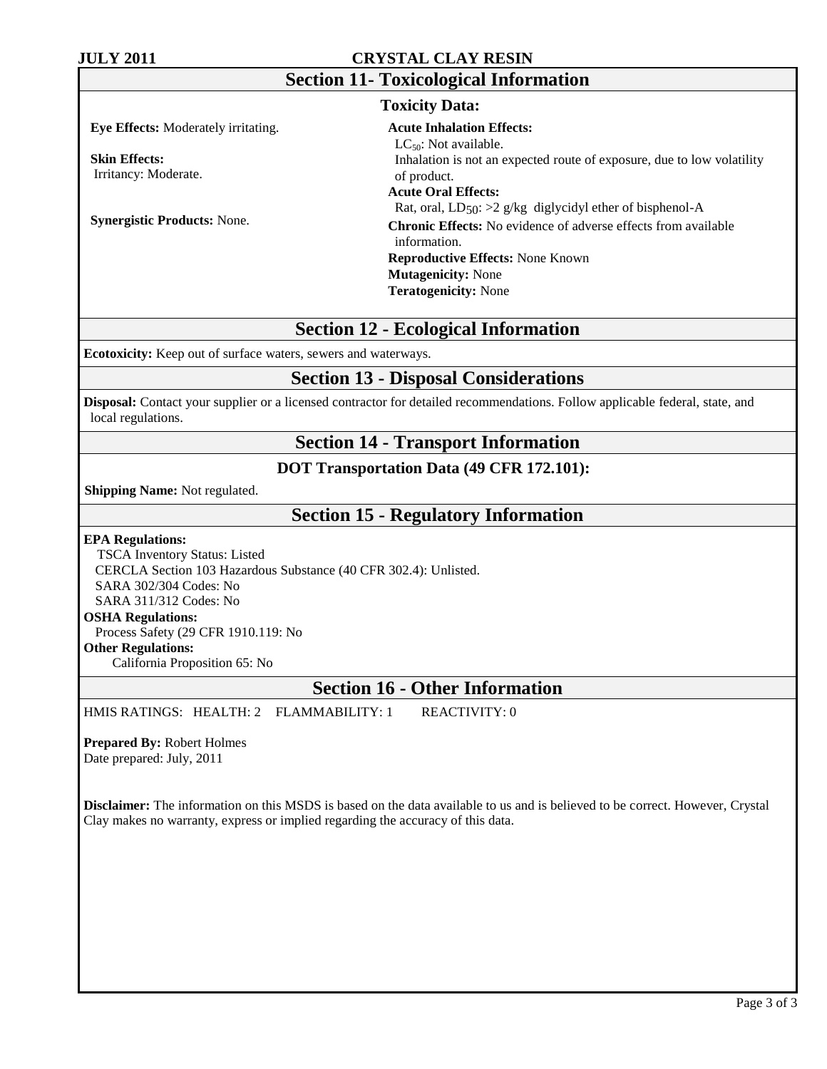## Section 11- Toxicological Information

### Toxicity Data:

**Eye Effects:** Moderately irritating.

**Skin Effects:**
Irritancy: Moderate.

**Synergistic Products:** None.

**Acute Inhalation Effects:**
$LC_{50}$: Not available.
Inhalation is not an expected route of exposure, due to low volatility of product.

**Acute Oral Effects:**
Rat, oral, $LD_{50}$: >2 g/kg diglycidyl ether of bisphenol-A

**Chronic Effects:** No evidence of adverse effects from available information.

**Reproductive Effects:** None Known

**Mutagenicity:** None

**Teratogenicity:** None

## Section 12 - Ecological Information

**Ecotoxicity:** Keep out of surface waters, sewers and waterways.

## Section 13 - Disposal Considerations

**Disposal:** Contact your supplier or a licensed contractor for detailed recommendations. Follow applicable federal, state, and local regulations.

## Section 14 - Transport Information

### DOT Transportation Data (49 CFR 172.101):

**Shipping Name:** Not regulated.

## Section 15 - Regulatory Information

**EPA Regulations:**
TSCA Inventory Status: Listed
CERCLA Section 103 Hazardous Substance (40 CFR 302.4): Unlisted.
SARA 302/304 Codes: No
SARA 311/312 Codes: No

**OSHA Regulations:**
Process Safety (29 CFR 1910.119: No

**Other Regulations:**
California Proposition 65: No

## Section 16 - Other Information

HMIS RATINGS: HEALTH: 2 FLAMMABILITY: 1 REACTIVITY: 0

**Prepared By:** Robert Holmes
Date prepared: July, 2011

**Disclaimer:** The information on this MSDS is based on the data available to us and is believed to be correct. However, Crystal Clay makes no warranty, express or implied regarding the accuracy of this data.